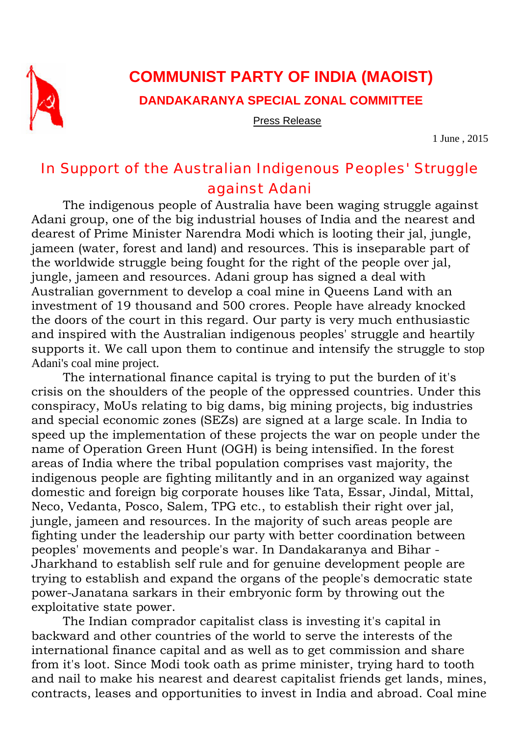# COMMUNIST PARTY OF INDIA (MAOIST)

## DANDAKARANYA SPECIAL ZONAL COMMITTEE

Press Release

1 June , 2015

## In Support of the Australian Indigenous Peoples' Struggle against Adani

The indigenous people of Australia have been waging struggle against Adani group, one of the big industrial houses of India and the nearest and dearest of Prime Minister Narendra Modi which is looting their jal, jungle, jameen (water, forest and land) and resources. This is inseparable part of the worldwide struggle being fought for the right of the people over jal, jungle, jameen and resources. Adani group has signed a deal with Australian government to develop a coal mine in Queens Land with an investment of 19 thousand and 500 crores. People have already knocked the doors of the court in this regard. Our party is very much enthusiastic and inspired with the Australian indigenous peoples' struggle and heartily supports it. We call upon them to continue and intensify the struggle to stop Adani's coal mine project.

The international finance capital is trying to put the burden of it's crisis on the shoulders of the people of the oppressed countries. Under this conspiracy, MoUs relating to big dams, big mining projects, big industries and special economic zones (SEZs) are signed at a large scale. In India to speed up the implementation of these projects the war on people under the name of Operation Green Hunt (OGH) is being intensified. In the forest areas of India where the tribal population comprises vast majority, the indigenous people are fighting militantly and in an organized way against domestic and foreign big corporate houses like Tata, Essar, Jindal, Mittal, Neco, Vedanta, Posco, Salem, TPG etc., to establish their right over jal, jungle, jameen and resources. In the majority of such areas people are fighting under the leadership our party with better coordination between peoples' movements and people's war. In Dandakaranya and Bihar - Jharkhand to establish self rule and for genuine development people are trying to establish and expand the organs of the people's democratic state power-Janatana sarkars in their embryonic form by throwing out the exploitative state power.

The Indian comprador capitalist class is investing it's capital in backward and other countries of the world to serve the interests of the international finance capital and as well as to get commission and share from it's loot. Since Modi took oath as prime minister, trying hard to tooth and nail to make his nearest and dearest capitalist friends get lands, mines, contracts, leases and opportunities to invest in India and abroad. Coal mine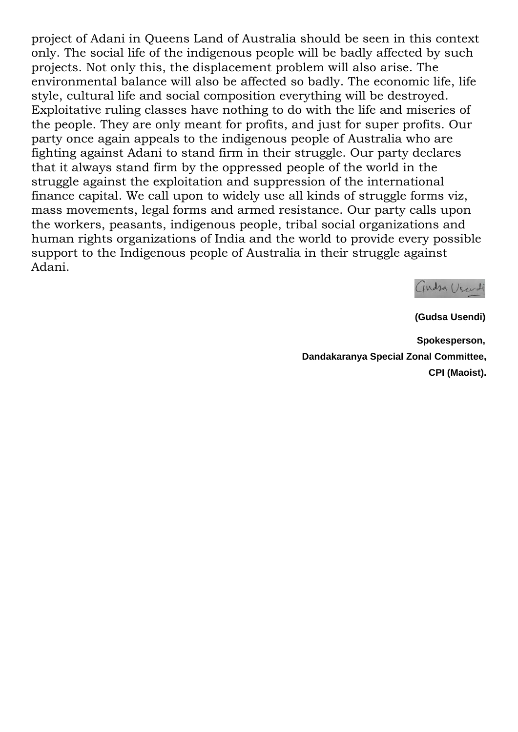project of Adani in Queens Land of Australia should be seen in this context only. The social life of the indigenous people will be badly affected by such projects. Not only this, the displacement problem will also arise. The environmental balance will also be affected so badly. The economic life, life style, cultural life and social composition everything will be destroyed. Exploitative ruling classes have nothing to do with the life and miseries of the people. They are only meant for profits, and just for super profits. Our party once again appeals to the indigenous people of Australia who are fighting against Adani to stand firm in their struggle. Our party declares that it always stand firm by the oppressed people of the world in the struggle against the exploitation and suppression of the international finance capital. We call upon to widely use all kinds of struggle forms viz, mass movements, legal forms and armed resistance. Our party calls upon the workers, peasants, indigenous people, tribal social organizations and human rights organizations of India and the world to provide every possible support to the Indigenous people of Australia in their struggle against Adani.

Gudsa Usendi

**(Gudsa Usendi)**

**Spokesperson,**
**Dandakaranya Special Zonal Committee,**
**CPI (Maoist).**